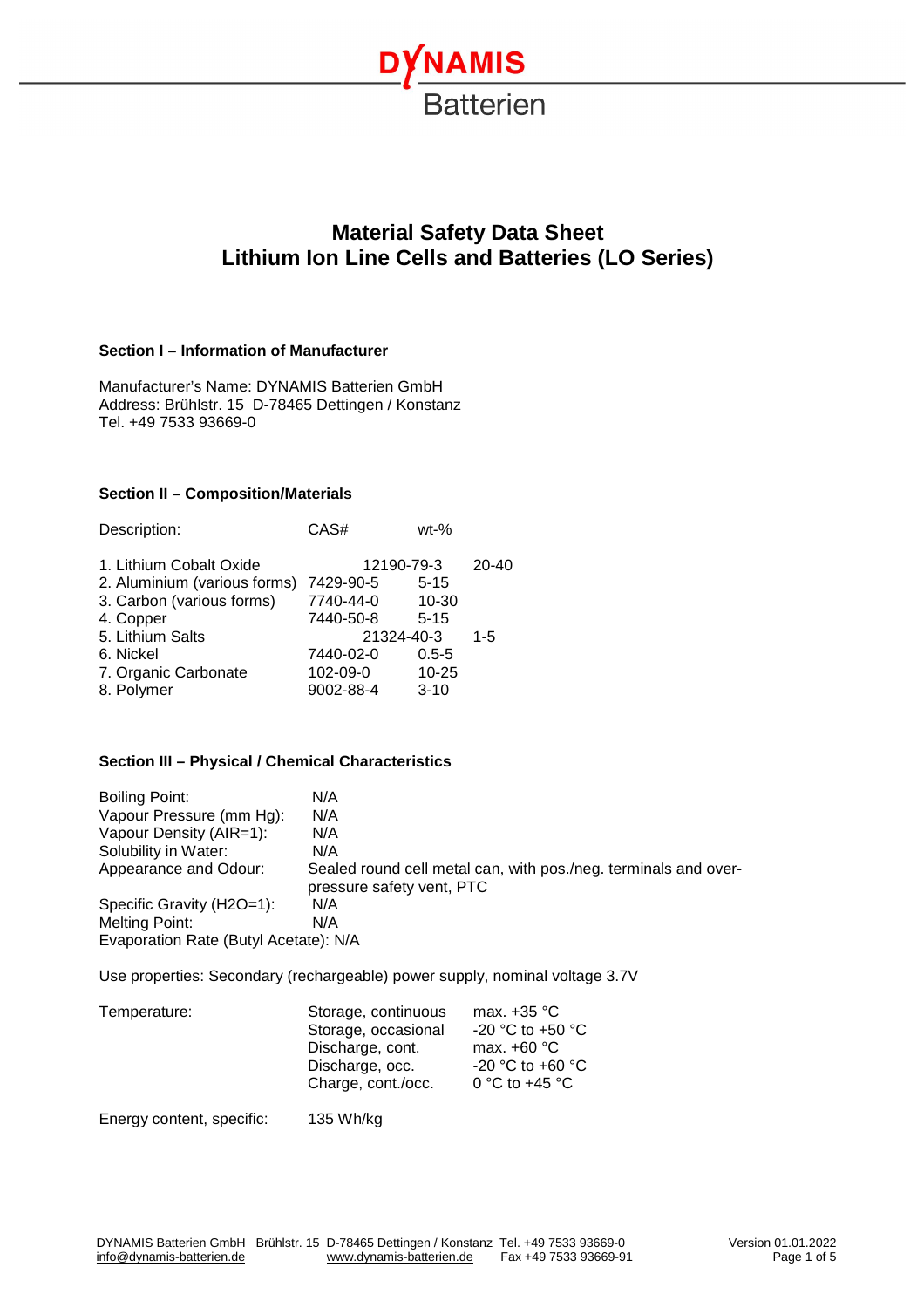# Material Safety Data Sheet
# Lithium Ion Line Cells and Batteries (LO Series)

### Section I – Information of Manufacturer

Manufacturer's Name: DYNAMIS Batterien GmbH
Address: Brühlstr. 15 D-78465 Dettingen / Konstanz
Tel. +49 7533 93669-0

### Section II – Composition/Materials

| Description: | CAS# | wt-% |
|---|---|---|
| 1. Lithium Cobalt Oxide | 12190-79-3 | 20-40 |
| 2. Aluminium (various forms) | 7429-90-5 | 5-15 |
| 3. Carbon (various forms) | 7740-44-0 | 10-30 |
| 4. Copper | 7440-50-8 | 5-15 |
| 5. Lithium Salts | 21324-40-3 | 1-5 |
| 6. Nickel | 7440-02-0 | 0.5-5 |
| 7. Organic Carbonate | 102-09-0 | 10-25 |
| 8. Polymer | 9002-88-4 | 3-10 |

### Section III – Physical / Chemical Characteristics

Boiling Point: N/A
Vapour Pressure (mm Hg): N/A
Vapour Density (AIR=1): N/A
Solubility in Water: N/A
Appearance and Odour: Sealed round cell metal can, with pos./neg. terminals and over-pressure safety vent, PTC
Specific Gravity (H2O=1): N/A
Melting Point: N/A
Evaporation Rate (Butyl Acetate): N/A

Use properties: Secondary (rechargeable) power supply, nominal voltage 3.7V

| Temperature: | Storage, continuous | max. +35 °C |
|---|---|---|
| | Storage, occasional | -20 °C to +50 °C |
| | Discharge, cont. | max. +60 °C |
| | Discharge, occ. | -20 °C to +60 °C |
| | Charge, cont./occ. | 0 °C to +45 °C |

Energy content, specific: 135 Wh/kg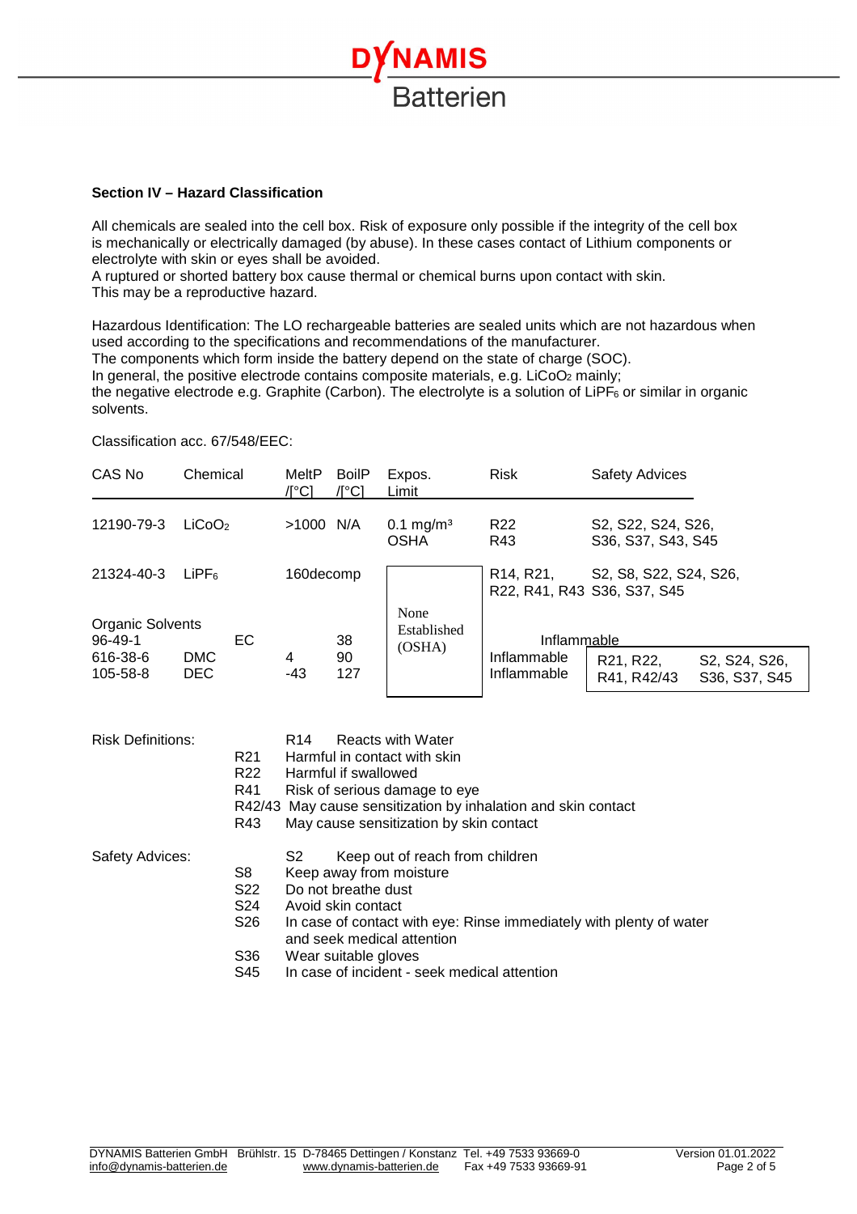### Section IV – Hazard Classification

All chemicals are sealed into the cell box. Risk of exposure only possible if the integrity of the cell box is mechanically or electrically damaged (by abuse). In these cases contact of Lithium components or electrolyte with skin or eyes shall be avoided.
A ruptured or shorted battery box cause thermal or chemical burns upon contact with skin.
This may be a reproductive hazard.

Hazardous Identification: The LO rechargeable batteries are sealed units which are not hazardous when used according to the specifications and recommendations of the manufacturer.
The components which form inside the battery depend on the state of charge (SOC).
In general, the positive electrode contains composite materials, e.g. $LiCoO_2$ mainly;
the negative electrode e.g. Graphite (Carbon). The electrolyte is a solution of $LiPF_6$ or similar in organic solvents.

Classification acc. 67/548/EEC:

| CAS No | Chemical | MeltP /[°C] | BoilP /[°C] | Expos. Limit | Risk | Safety Advices |
|---|---|---|---|---|---|---|
| 12190-79-3 | $LiCoO_2$ | >1000 | N/A | 0.1 mg/m³ OSHA | R22 R43 | S2, S22, S24, S26, S36, S37, S43, S45 |
| 21324-40-3 | $LiPF_6$ | 160decomp | | None Established (OSHA) | R14, R21, R22, R41, R43 | S2, S8, S22, S24, S26, S36, S37, S45 |
| Organic Solvents | | | | | | |
| 96-49-1 | EC | | 38 | | Inflammable | R21, R22, R41, R42/43 S2, S24, S26, S36, S37, S45 |
| 616-38-6 | DMC | 4 | 90 | | Inflammable | |
| 105-58-8 | DEC | -43 | 127 | | Inflammable | |

Risk Definitions:

- R14 Reacts with Water
- R21 Harmful in contact with skin
- R22 Harmful if swallowed
- R41 Risk of serious damage to eye
- R42/43 May cause sensitization by inhalation and skin contact
- R43 May cause sensitization by skin contact

Safety Advices:

- S2 Keep out of reach from children
- S8 Keep away from moisture
- S22 Do not breathe dust
- S24 Avoid skin contact
- S26 In case of contact with eye: Rinse immediately with plenty of water and seek medical attention
- S36 Wear suitable gloves
- S45 In case of incident - seek medical attention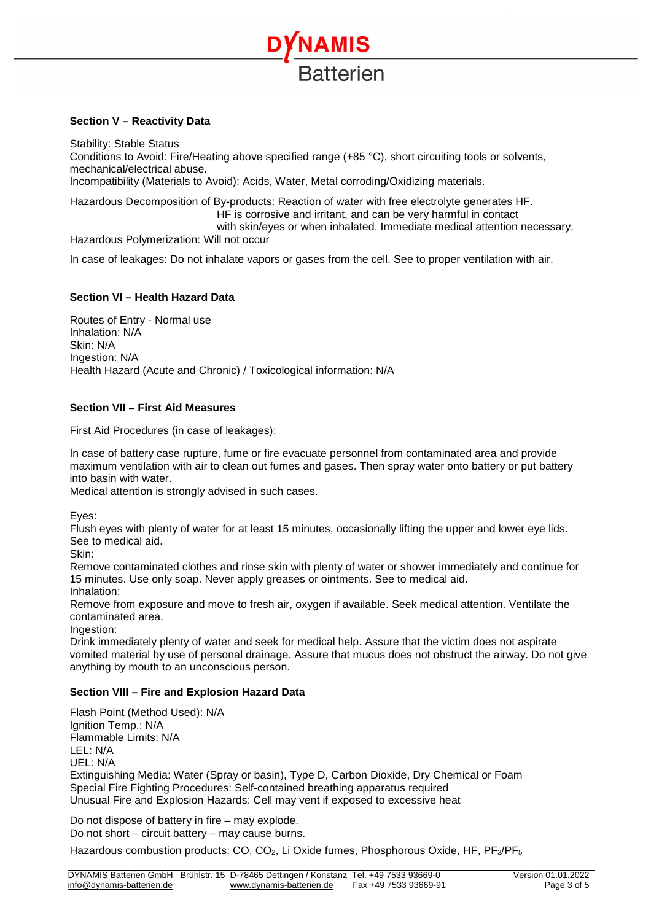## Section V – Reactivity Data

Stability: Stable Status
Conditions to Avoid: Fire/Heating above specified range (+85 °C), short circuiting tools or solvents, mechanical/electrical abuse.
Incompatibility (Materials to Avoid): Acids, Water, Metal corroding/Oxidizing materials.

Hazardous Decomposition of By-products: Reaction of water with free electrolyte generates HF. HF is corrosive and irritant, and can be very harmful in contact with skin/eyes or when inhaled. Immediate medical attention necessary.
Hazardous Polymerization: Will not occur

In case of leakages: Do not inhale vapors or gases from the cell. See to proper ventilation with air.

## Section VI – Health Hazard Data

Routes of Entry - Normal use
Inhalation: N/A
Skin: N/A
Ingestion: N/A
Health Hazard (Acute and Chronic) / Toxicological information: N/A

## Section VII – First Aid Measures

First Aid Procedures (in case of leakages):

In case of battery case rupture, fume or fire evacuate personnel from contaminated area and provide maximum ventilation with air to clean out fumes and gases. Then spray water onto battery or put battery into basin with water.
Medical attention is strongly advised in such cases.

Eyes:
Flush eyes with plenty of water for at least 15 minutes, occasionally lifting the upper and lower eye lids. See to medical aid.
Skin:
Remove contaminated clothes and rinse skin with plenty of water or shower immediately and continue for 15 minutes. Use only soap. Never apply greases or ointments. See to medical aid.
Inhalation:
Remove from exposure and move to fresh air, oxygen if available. Seek medical attention. Ventilate the contaminated area.
Ingestion:
Drink immediately plenty of water and seek for medical help. Assure that the victim does not aspirate vomited material by use of personal drainage. Assure that mucus does not obstruct the airway. Do not give anything by mouth to an unconscious person.

## Section VIII – Fire and Explosion Hazard Data

Flash Point (Method Used): N/A
Ignition Temp.: N/A
Flammable Limits: N/A
LEL: N/A
UEL: N/A
Extinguishing Media: Water (Spray or basin), Type D, Carbon Dioxide, Dry Chemical or Foam
Special Fire Fighting Procedures: Self-contained breathing apparatus required
Unusual Fire and Explosion Hazards: Cell may vent if exposed to excessive heat

Do not dispose of battery in fire – may explode.
Do not short – circuit battery – may cause burns.

Hazardous combustion products: CO, $CO_2$, Li Oxide fumes, Phosphorous Oxide, HF, $PF_3$/$PF_5$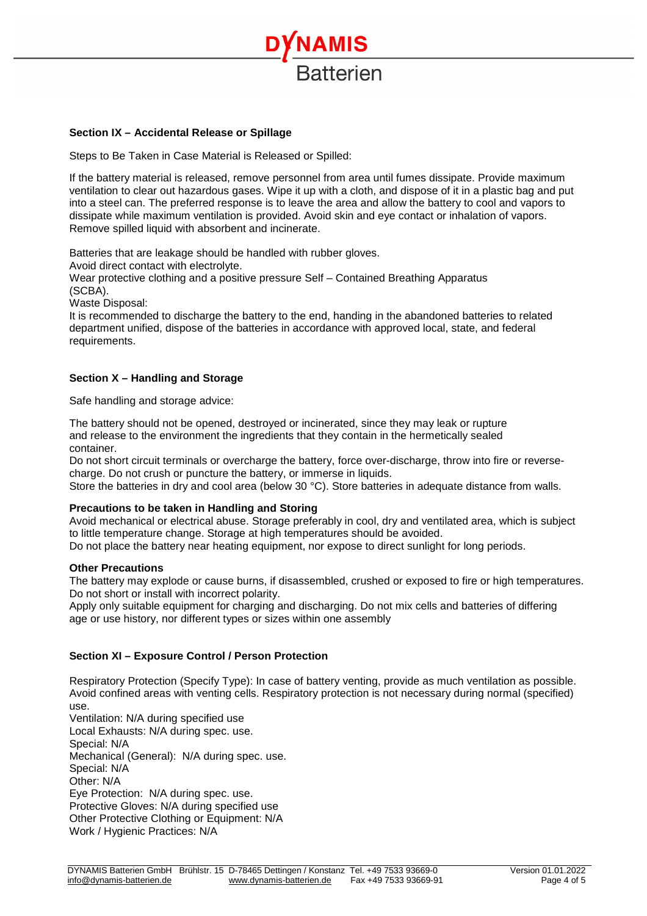## Section IX – Accidental Release or Spillage

Steps to Be Taken in Case Material is Released or Spilled:

If the battery material is released, remove personnel from area until fumes dissipate. Provide maximum ventilation to clear out hazardous gases. Wipe it up with a cloth, and dispose of it in a plastic bag and put into a steel can. The preferred response is to leave the area and allow the battery to cool and vapors to dissipate while maximum ventilation is provided. Avoid skin and eye contact or inhalation of vapors. Remove spilled liquid with absorbent and incinerate.

Batteries that are leakage should be handled with rubber gloves.
Avoid direct contact with electrolyte.
Wear protective clothing and a positive pressure Self – Contained Breathing Apparatus (SCBA).
Waste Disposal:
It is recommended to discharge the battery to the end, handing in the abandoned batteries to related department unified, dispose of the batteries in accordance with approved local, state, and federal requirements.

## Section X – Handling and Storage

Safe handling and storage advice:

The battery should not be opened, destroyed or incinerated, since they may leak or rupture and release to the environment the ingredients that they contain in the hermetically sealed container.
Do not short circuit terminals or overcharge the battery, force over-discharge, throw into fire or reverse-charge. Do not crush or puncture the battery, or immerse in liquids.
Store the batteries in dry and cool area (below 30 °C). Store batteries in adequate distance from walls.

### Precautions to be taken in Handling and Storing

Avoid mechanical or electrical abuse. Storage preferably in cool, dry and ventilated area, which is subject to little temperature change. Storage at high temperatures should be avoided.
Do not place the battery near heating equipment, nor expose to direct sunlight for long periods.

### Other Precautions

The battery may explode or cause burns, if disassembled, crushed or exposed to fire or high temperatures. Do not short or install with incorrect polarity.
Apply only suitable equipment for charging and discharging. Do not mix cells and batteries of differing age or use history, nor different types or sizes within one assembly

## Section XI – Exposure Control / Person Protection

Respiratory Protection (Specify Type): In case of battery venting, provide as much ventilation as possible. Avoid confined areas with venting cells. Respiratory protection is not necessary during normal (specified) use.
Ventilation: N/A during specified use
Local Exhausts: N/A during spec. use.
Special: N/A
Mechanical (General): N/A during spec. use.
Special: N/A
Other: N/A
Eye Protection: N/A during spec. use.
Protective Gloves: N/A during specified use
Other Protective Clothing or Equipment: N/A
Work / Hygienic Practices: N/A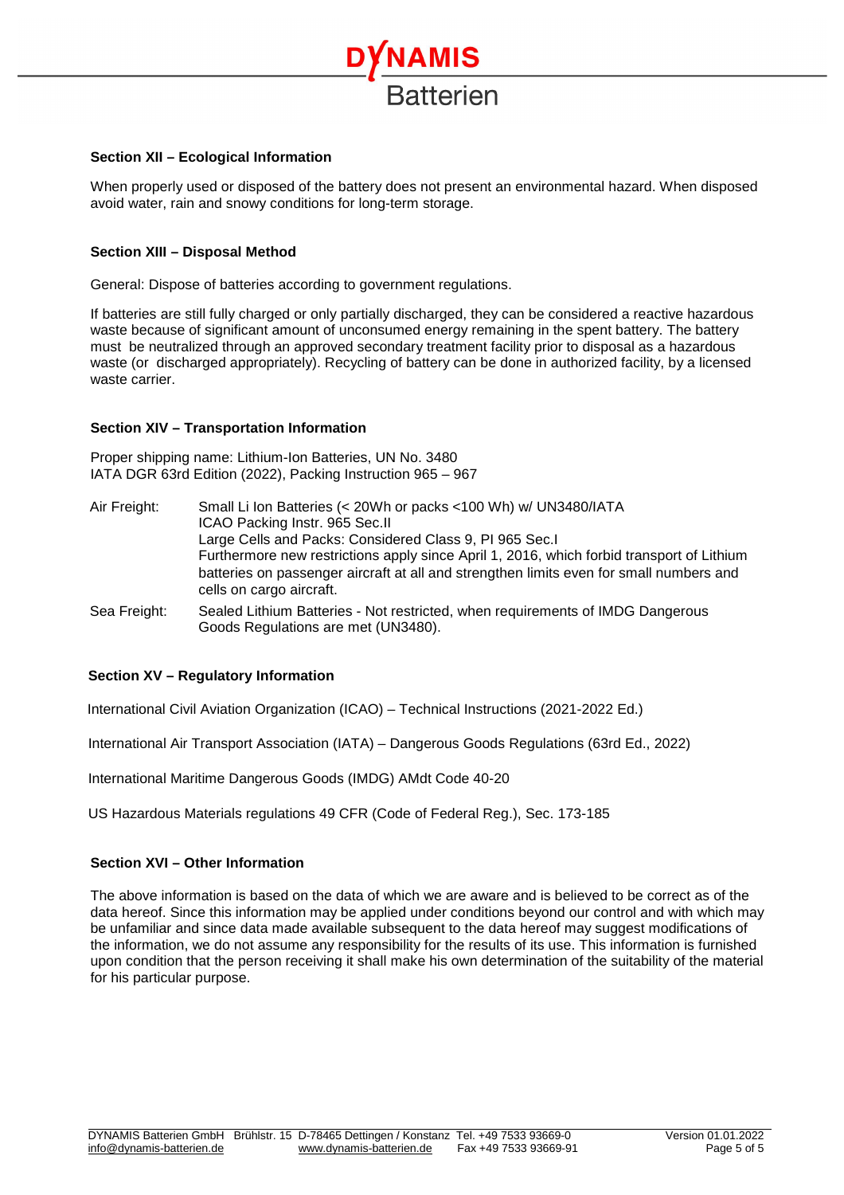## Section XII – Ecological Information

When properly used or disposed of the battery does not present an environmental hazard. When disposed avoid water, rain and snowy conditions for long-term storage.

## Section XIII – Disposal Method

General: Dispose of batteries according to government regulations.

If batteries are still fully charged or only partially discharged, they can be considered a reactive hazardous waste because of significant amount of unconsumed energy remaining in the spent battery. The battery must be neutralized through an approved secondary treatment facility prior to disposal as a hazardous waste (or discharged appropriately). Recycling of battery can be done in authorized facility, by a licensed waste carrier.

## Section XIV – Transportation Information

Proper shipping name: Lithium-Ion Batteries, UN No. 3480
IATA DGR 63rd Edition (2022), Packing Instruction 965 – 967

Air Freight: Small Li Ion Batteries (< 20Wh or packs <100 Wh) w/ UN3480/IATA ICAO Packing Instr. 965 Sec.II
Large Cells and Packs: Considered Class 9, PI 965 Sec.I
Furthermore new restrictions apply since April 1, 2016, which forbid transport of Lithium batteries on passenger aircraft at all and strengthen limits even for small numbers and cells on cargo aircraft.

Sea Freight: Sealed Lithium Batteries - Not restricted, when requirements of IMDG Dangerous Goods Regulations are met (UN3480).

## Section XV – Regulatory Information

International Civil Aviation Organization (ICAO) – Technical Instructions (2021-2022 Ed.)

International Air Transport Association (IATA) – Dangerous Goods Regulations (63rd Ed., 2022)

International Maritime Dangerous Goods (IMDG) AMdt Code 40-20

US Hazardous Materials regulations 49 CFR (Code of Federal Reg.), Sec. 173-185

## Section XVI – Other Information

The above information is based on the data of which we are aware and is believed to be correct as of the data hereof. Since this information may be applied under conditions beyond our control and with which may be unfamiliar and since data made available subsequent to the data hereof may suggest modifications of the information, we do not assume any responsibility for the results of its use. This information is furnished upon condition that the person receiving it shall make his own determination of the suitability of the material for his particular purpose.